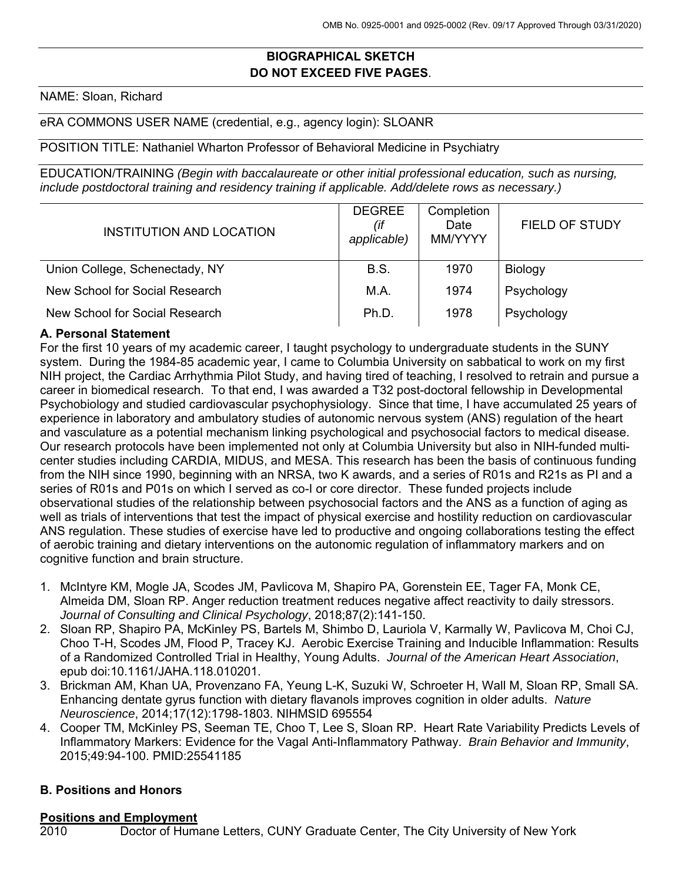# BIOGRAPHICAL SKETCH
**DO NOT EXCEED FIVE PAGES**.

NAME: Sloan, Richard

eRA COMMONS USER NAME (credential, e.g., agency login): SLOANR

POSITION TITLE: Nathaniel Wharton Professor of Behavioral Medicine in Psychiatry

EDUCATION/TRAINING *(Begin with baccalaureate or other initial professional education, such as nursing, include postdoctoral training and residency training if applicable. Add/delete rows as necessary.)*

| INSTITUTION AND LOCATION | DEGREE *(if applicable)* | Completion Date MM/YYYY | FIELD OF STUDY |
|---|---|---|---|
| Union College, Schenectady, NY | B.S. | 1970 | Biology |
| New School for Social Research | M.A. | 1974 | Psychology |
| New School for Social Research | Ph.D. | 1978 | Psychology |

### A. Personal Statement

For the first 10 years of my academic career, I taught psychology to undergraduate students in the SUNY system. During the 1984-85 academic year, I came to Columbia University on sabbatical to work on my first NIH project, the Cardiac Arrhythmia Pilot Study, and having tired of teaching, I resolved to retrain and pursue a career in biomedical research. To that end, I was awarded a T32 post-doctoral fellowship in Developmental Psychobiology and studied cardiovascular psychophysiology. Since that time, I have accumulated 25 years of experience in laboratory and ambulatory studies of autonomic nervous system (ANS) regulation of the heart and vasculature as a potential mechanism linking psychological and psychosocial factors to medical disease. Our research protocols have been implemented not only at Columbia University but also in NIH-funded multi-center studies including CARDIA, MIDUS, and MESA. This research has been the basis of continuous funding from the NIH since 1990, beginning with an NRSA, two K awards, and a series of R01s and R21s as PI and a series of R01s and P01s on which I served as co-I or core director. These funded projects include observational studies of the relationship between psychosocial factors and the ANS as a function of aging as well as trials of interventions that test the impact of physical exercise and hostility reduction on cardiovascular ANS regulation. These studies of exercise have led to productive and ongoing collaborations testing the effect of aerobic training and dietary interventions on the autonomic regulation of inflammatory markers and on cognitive function and brain structure.

1. McIntyre KM, Mogle JA, Scodes JM, Pavlicova M, Shapiro PA, Gorenstein EE, Tager FA, Monk CE, Almeida DM, Sloan RP. Anger reduction treatment reduces negative affect reactivity to daily stressors. *Journal of Consulting and Clinical Psychology*, 2018;87(2):141-150.
2. Sloan RP, Shapiro PA, McKinley PS, Bartels M, Shimbo D, Lauriola V, Karmally W, Pavlicova M, Choi CJ, Choo T-H, Scodes JM, Flood P, Tracey KJ. Aerobic Exercise Training and Inducible Inflammation: Results of a Randomized Controlled Trial in Healthy, Young Adults. *Journal of the American Heart Association*, epub doi:10.1161/JAHA.118.010201.
3. Brickman AM, Khan UA, Provenzano FA, Yeung L-K, Suzuki W, Schroeter H, Wall M, Sloan RP, Small SA. Enhancing dentate gyrus function with dietary flavanols improves cognition in older adults. *Nature Neuroscience*, 2014;17(12):1798-1803. NIHMSID 695554
4. Cooper TM, McKinley PS, Seeman TE, Choo T, Lee S, Sloan RP. Heart Rate Variability Predicts Levels of Inflammatory Markers: Evidence for the Vagal Anti-Inflammatory Pathway. *Brain Behavior and Immunity*, 2015;49:94-100. PMID:25541185

### B. Positions and Honors

**Positions and Employment**

2010 Doctor of Humane Letters, CUNY Graduate Center, The City University of New York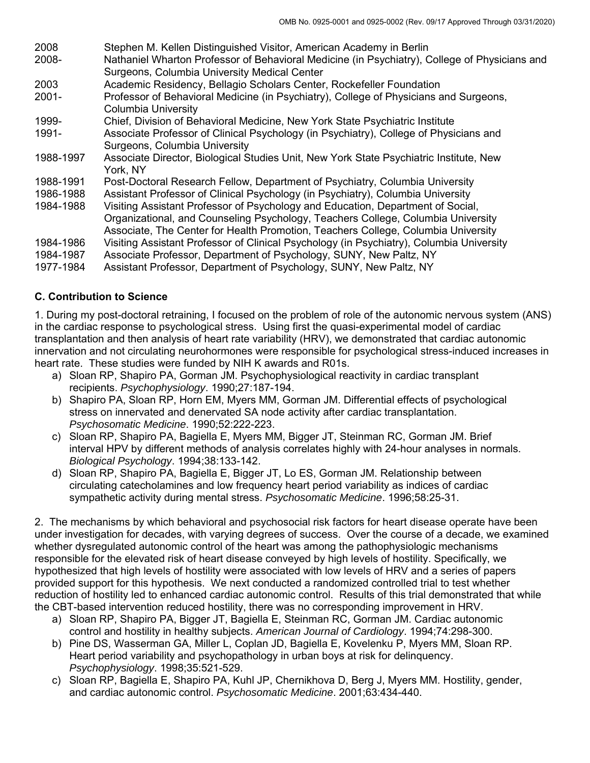2008 Stephen M. Kellen Distinguished Visitor, American Academy in Berlin

2008- Nathaniel Wharton Professor of Behavioral Medicine (in Psychiatry), College of Physicians and Surgeons, Columbia University Medical Center

2003 Academic Residency, Bellagio Scholars Center, Rockefeller Foundation

2001- Professor of Behavioral Medicine (in Psychiatry), College of Physicians and Surgeons, Columbia University

1999- Chief, Division of Behavioral Medicine, New York State Psychiatric Institute

1991- Associate Professor of Clinical Psychology (in Psychiatry), College of Physicians and Surgeons, Columbia University

1988-1997 Associate Director, Biological Studies Unit, New York State Psychiatric Institute, New York, NY

1988-1991 Post-Doctoral Research Fellow, Department of Psychiatry, Columbia University

1986-1988 Assistant Professor of Clinical Psychology (in Psychiatry), Columbia University

1984-1988 Visiting Assistant Professor of Psychology and Education, Department of Social, Organizational, and Counseling Psychology, Teachers College, Columbia University Associate, The Center for Health Promotion, Teachers College, Columbia University

1984-1986 Visiting Assistant Professor of Clinical Psychology (in Psychiatry), Columbia University

1984-1987 Associate Professor, Department of Psychology, SUNY, New Paltz, NY

1977-1984 Assistant Professor, Department of Psychology, SUNY, New Paltz, NY

### C. Contribution to Science

1. During my post-doctoral retraining, I focused on the problem of role of the autonomic nervous system (ANS) in the cardiac response to psychological stress. Using first the quasi-experimental model of cardiac transplantation and then analysis of heart rate variability (HRV), we demonstrated that cardiac autonomic innervation and not circulating neurohormones were responsible for psychological stress-induced increases in heart rate. These studies were funded by NIH K awards and R01s.
   a) Sloan RP, Shapiro PA, Gorman JM. Psychophysiological reactivity in cardiac transplant recipients. *Psychophysiology*. 1990;27:187-194.
   b) Shapiro PA, Sloan RP, Horn EM, Myers MM, Gorman JM. Differential effects of psychological stress on innervated and denervated SA node activity after cardiac transplantation. *Psychosomatic Medicine*. 1990;52:222-223.
   c) Sloan RP, Shapiro PA, Bagiella E, Myers MM, Bigger JT, Steinman RC, Gorman JM. Brief interval HPV by different methods of analysis correlates highly with 24-hour analyses in normals. *Biological Psychology*. 1994;38:133-142.
   d) Sloan RP, Shapiro PA, Bagiella E, Bigger JT, Lo ES, Gorman JM. Relationship between circulating catecholamines and low frequency heart period variability as indices of cardiac sympathetic activity during mental stress. *Psychosomatic Medicine*. 1996;58:25-31.

2. The mechanisms by which behavioral and psychosocial risk factors for heart disease operate have been under investigation for decades, with varying degrees of success. Over the course of a decade, we examined whether dysregulated autonomic control of the heart was among the pathophysiologic mechanisms responsible for the elevated risk of heart disease conveyed by high levels of hostility. Specifically, we hypothesized that high levels of hostility were associated with low levels of HRV and a series of papers provided support for this hypothesis. We next conducted a randomized controlled trial to test whether reduction of hostility led to enhanced cardiac autonomic control. Results of this trial demonstrated that while the CBT-based intervention reduced hostility, there was no corresponding improvement in HRV.
   a) Sloan RP, Shapiro PA, Bigger JT, Bagiella E, Steinman RC, Gorman JM. Cardiac autonomic control and hostility in healthy subjects. *American Journal of Cardiology*. 1994;74:298-300.
   b) Pine DS, Wasserman GA, Miller L, Coplan JD, Bagiella E, Kovelenku P, Myers MM, Sloan RP. Heart period variability and psychopathology in urban boys at risk for delinquency. *Psychophysiology*. 1998;35:521-529.
   c) Sloan RP, Bagiella E, Shapiro PA, Kuhl JP, Chernikhova D, Berg J, Myers MM. Hostility, gender, and cardiac autonomic control. *Psychosomatic Medicine*. 2001;63:434-440.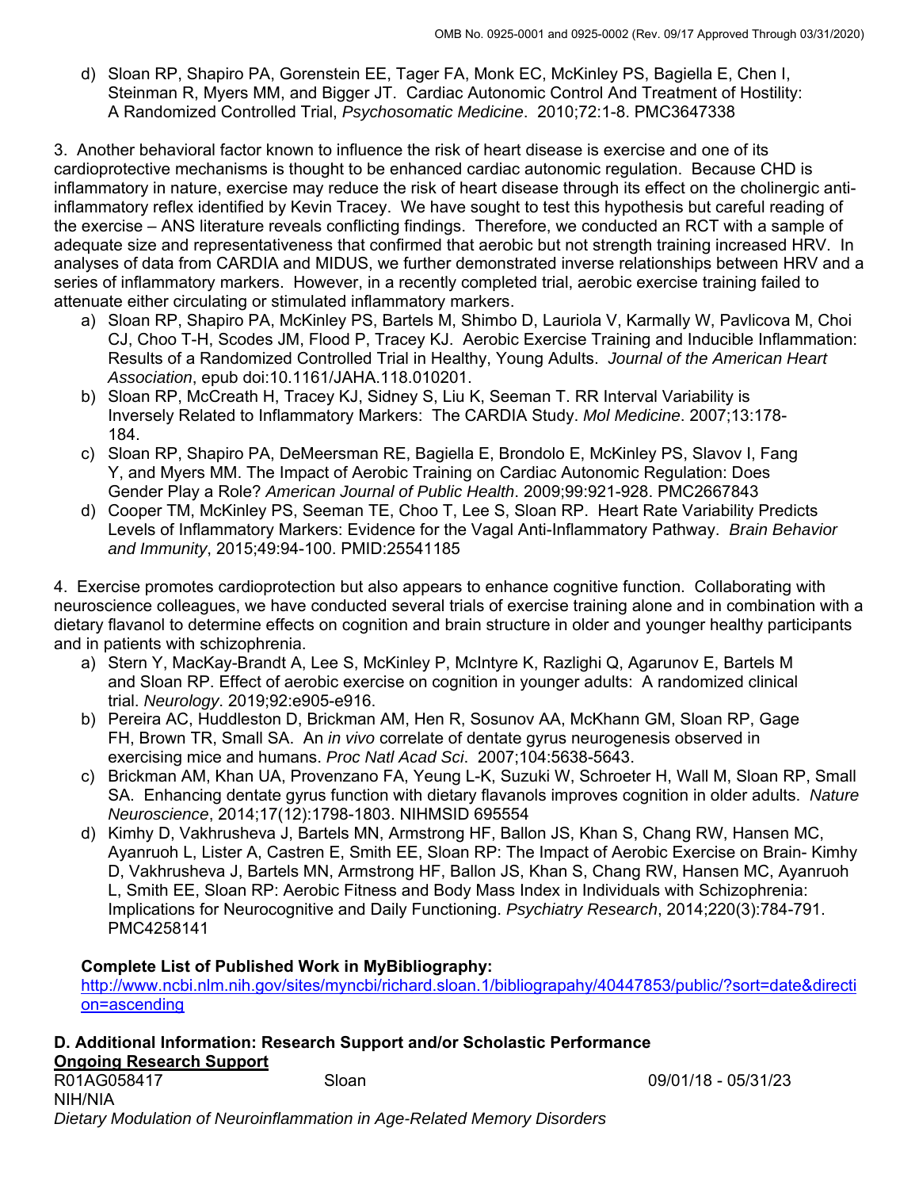d) Sloan RP, Shapiro PA, Gorenstein EE, Tager FA, Monk EC, McKinley PS, Bagiella E, Chen I, Steinman R, Myers MM, and Bigger JT. Cardiac Autonomic Control And Treatment of Hostility: A Randomized Controlled Trial, *Psychosomatic Medicine*. 2010;72:1-8. PMC3647338

3. Another behavioral factor known to influence the risk of heart disease is exercise and one of its cardioprotective mechanisms is thought to be enhanced cardiac autonomic regulation. Because CHD is inflammatory in nature, exercise may reduce the risk of heart disease through its effect on the cholinergic anti-inflammatory reflex identified by Kevin Tracey. We have sought to test this hypothesis but careful reading of the exercise – ANS literature reveals conflicting findings. Therefore, we conducted an RCT with a sample of adequate size and representativeness that confirmed that aerobic but not strength training increased HRV. In analyses of data from CARDIA and MIDUS, we further demonstrated inverse relationships between HRV and a series of inflammatory markers. However, in a recently completed trial, aerobic exercise training failed to attenuate either circulating or stimulated inflammatory markers.

a) Sloan RP, Shapiro PA, McKinley PS, Bartels M, Shimbo D, Lauriola V, Karmally W, Pavlicova M, Choi CJ, Choo T-H, Scodes JM, Flood P, Tracey KJ. Aerobic Exercise Training and Inducible Inflammation: Results of a Randomized Controlled Trial in Healthy, Young Adults. *Journal of the American Heart Association*, epub doi:10.1161/JAHA.118.010201.
b) Sloan RP, McCreath H, Tracey KJ, Sidney S, Liu K, Seeman T. RR Interval Variability is Inversely Related to Inflammatory Markers: The CARDIA Study. *Mol Medicine*. 2007;13:178-184.
c) Sloan RP, Shapiro PA, DeMeersman RE, Bagiella E, Brondolo E, McKinley PS, Slavov I, Fang Y, and Myers MM. The Impact of Aerobic Training on Cardiac Autonomic Regulation: Does Gender Play a Role? *American Journal of Public Health*. 2009;99:921-928. PMC2667843
d) Cooper TM, McKinley PS, Seeman TE, Choo T, Lee S, Sloan RP. Heart Rate Variability Predicts Levels of Inflammatory Markers: Evidence for the Vagal Anti-Inflammatory Pathway. *Brain Behavior and Immunity*, 2015;49:94-100. PMID:25541185

4. Exercise promotes cardioprotection but also appears to enhance cognitive function. Collaborating with neuroscience colleagues, we have conducted several trials of exercise training alone and in combination with a dietary flavanol to determine effects on cognition and brain structure in older and younger healthy participants and in patients with schizophrenia.

a) Stern Y, MacKay-Brandt A, Lee S, McKinley P, McIntyre K, Razlighi Q, Agarunov E, Bartels M and Sloan RP. Effect of aerobic exercise on cognition in younger adults: A randomized clinical trial. *Neurology*. 2019;92:e905-e916.
b) Pereira AC, Huddleston D, Brickman AM, Hen R, Sosunov AA, McKhann GM, Sloan RP, Gage FH, Brown TR, Small SA. An *in vivo* correlate of dentate gyrus neurogenesis observed in exercising mice and humans. *Proc Natl Acad Sci*. 2007;104:5638-5643.
c) Brickman AM, Khan UA, Provenzano FA, Yeung L-K, Suzuki W, Schroeter H, Wall M, Sloan RP, Small SA. Enhancing dentate gyrus function with dietary flavanols improves cognition in older adults. *Nature Neuroscience*, 2014;17(12):1798-1803. NIHMSID 695554
d) Kimhy D, Vakhrusheva J, Bartels MN, Armstrong HF, Ballon JS, Khan S, Chang RW, Hansen MC, Ayanruoh L, Lister A, Castren E, Smith EE, Sloan RP: The Impact of Aerobic Exercise on Brain- Kimhy D, Vakhrusheva J, Bartels MN, Armstrong HF, Ballon JS, Khan S, Chang RW, Hansen MC, Ayanruoh L, Smith EE, Sloan RP: Aerobic Fitness and Body Mass Index in Individuals with Schizophrenia: Implications for Neurocognitive and Daily Functioning. *Psychiatry Research*, 2014;220(3):784-791. PMC4258141

**Complete List of Published Work in MyBibliography:**
http://www.ncbi.nlm.nih.gov/sites/myncbi/richard.sloan.1/bibliograpahy/40447853/public/?sort=date&direction=ascending

## D. Additional Information: Research Support and/or Scholastic Performance

**Ongoing Research Support**

R01AG058417 Sloan 09/01/18 - 05/31/23
NIH/NIA
*Dietary Modulation of Neuroinflammation in Age-Related Memory Disorders*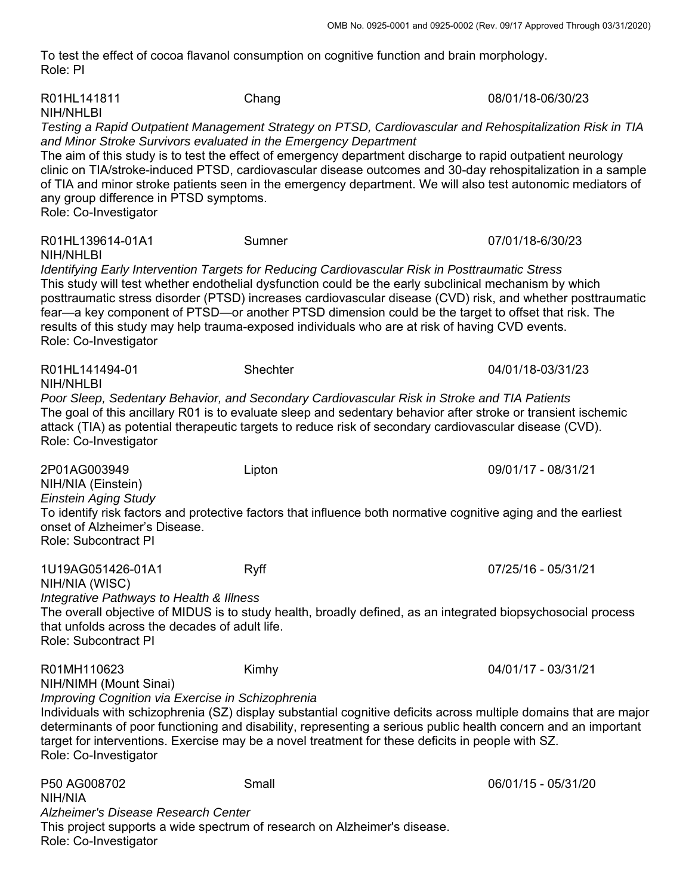To test the effect of cocoa flavanol consumption on cognitive function and brain morphology.
Role: PI

R01HL141811 Chang 08/01/18-06/30/23
NIH/NHLBI
*Testing a Rapid Outpatient Management Strategy on PTSD, Cardiovascular and Rehospitalization Risk in TIA and Minor Stroke Survivors evaluated in the Emergency Department*
The aim of this study is to test the effect of emergency department discharge to rapid outpatient neurology clinic on TIA/stroke-induced PTSD, cardiovascular disease outcomes and 30-day rehospitalization in a sample of TIA and minor stroke patients seen in the emergency department. We will also test autonomic mediators of any group difference in PTSD symptoms.
Role: Co-Investigator

R01HL139614-01A1 Sumner 07/01/18-6/30/23
NIH/NHLBI
*Identifying Early Intervention Targets for Reducing Cardiovascular Risk in Posttraumatic Stress*
This study will test whether endothelial dysfunction could be the early subclinical mechanism by which posttraumatic stress disorder (PTSD) increases cardiovascular disease (CVD) risk, and whether posttraumatic fear—a key component of PTSD—or another PTSD dimension could be the target to offset that risk. The results of this study may help trauma-exposed individuals who are at risk of having CVD events.
Role: Co-Investigator

R01HL141494-01 Shechter 04/01/18-03/31/23
NIH/NHLBI
*Poor Sleep, Sedentary Behavior, and Secondary Cardiovascular Risk in Stroke and TIA Patients*
The goal of this ancillary R01 is to evaluate sleep and sedentary behavior after stroke or transient ischemic attack (TIA) as potential therapeutic targets to reduce risk of secondary cardiovascular disease (CVD).
Role: Co-Investigator

2P01AG003949 Lipton 09/01/17 - 08/31/21
NIH/NIA (Einstein)
*Einstein Aging Study*
To identify risk factors and protective factors that influence both normative cognitive aging and the earliest onset of Alzheimer's Disease.
Role: Subcontract PI

1U19AG051426-01A1 Ryff 07/25/16 - 05/31/21
NIH/NIA (WISC)
*Integrative Pathways to Health & Illness*
The overall objective of MIDUS is to study health, broadly defined, as an integrated biopsychosocial process that unfolds across the decades of adult life.
Role: Subcontract PI

R01MH110623 Kimhy 04/01/17 - 03/31/21
NIH/NIMH (Mount Sinai)
*Improving Cognition via Exercise in Schizophrenia*
Individuals with schizophrenia (SZ) display substantial cognitive deficits across multiple domains that are major determinants of poor functioning and disability, representing a serious public health concern and an important target for interventions. Exercise may be a novel treatment for these deficits in people with SZ.
Role: Co-Investigator

P50 AG008702 Small 06/01/15 - 05/31/20
NIH/NIA
*Alzheimer's Disease Research Center*
This project supports a wide spectrum of research on Alzheimer's disease.
Role: Co-Investigator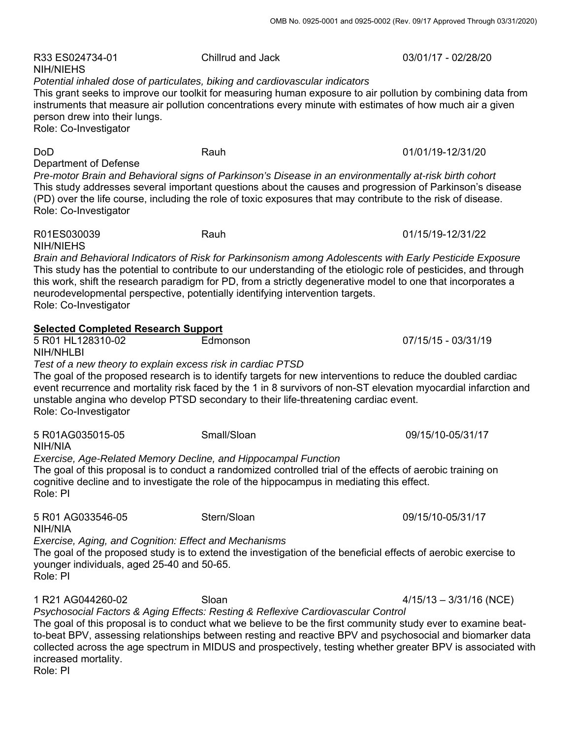R33 ES024734-01 Chillrud and Jack 03/01/17 - 02/28/20
NIH/NIEHS
*Potential inhaled dose of particulates, biking and cardiovascular indicators*
This grant seeks to improve our toolkit for measuring human exposure to air pollution by combining data from instruments that measure air pollution concentrations every minute with estimates of how much air a given person drew into their lungs.
Role: Co-Investigator

DoD Rauh 01/01/19-12/31/20
Department of Defense
*Pre-motor Brain and Behavioral signs of Parkinson's Disease in an environmentally at-risk birth cohort*
This study addresses several important questions about the causes and progression of Parkinson's disease (PD) over the life course, including the role of toxic exposures that may contribute to the risk of disease.
Role: Co-Investigator

R01ES030039 Rauh 01/15/19-12/31/22
NIH/NIEHS
*Brain and Behavioral Indicators of Risk for Parkinsonism among Adolescents with Early Pesticide Exposure*
This study has the potential to contribute to our understanding of the etiologic role of pesticides, and through this work, shift the research paradigm for PD, from a strictly degenerative model to one that incorporates a neurodevelopmental perspective, potentially identifying intervention targets.
Role: Co-Investigator

**Selected Completed Research Support**

5 R01 HL128310-02 Edmonson 07/15/15 - 03/31/19
NIH/NHLBI
*Test of a new theory to explain excess risk in cardiac PTSD*
The goal of the proposed research is to identify targets for new interventions to reduce the doubled cardiac event recurrence and mortality risk faced by the 1 in 8 survivors of non-ST elevation myocardial infarction and unstable angina who develop PTSD secondary to their life-threatening cardiac event.
Role: Co-Investigator

5 R01AG035015-05 Small/Sloan 09/15/10-05/31/17
NIH/NIA
*Exercise, Age-Related Memory Decline, and Hippocampal Function*
The goal of this proposal is to conduct a randomized controlled trial of the effects of aerobic training on cognitive decline and to investigate the role of the hippocampus in mediating this effect.
Role: PI

5 R01 AG033546-05 Stern/Sloan 09/15/10-05/31/17
NIH/NIA
*Exercise, Aging, and Cognition: Effect and Mechanisms*
The goal of the proposed study is to extend the investigation of the beneficial effects of aerobic exercise to younger individuals, aged 25-40 and 50-65.
Role: PI

1 R21 AG044260-02 Sloan 4/15/13 – 3/31/16 (NCE)
*Psychosocial Factors & Aging Effects: Resting & Reflexive Cardiovascular Control*
The goal of this proposal is to conduct what we believe to be the first community study ever to examine beat-to-beat BPV, assessing relationships between resting and reactive BPV and psychosocial and biomarker data collected across the age spectrum in MIDUS and prospectively, testing whether greater BPV is associated with increased mortality.
Role: PI